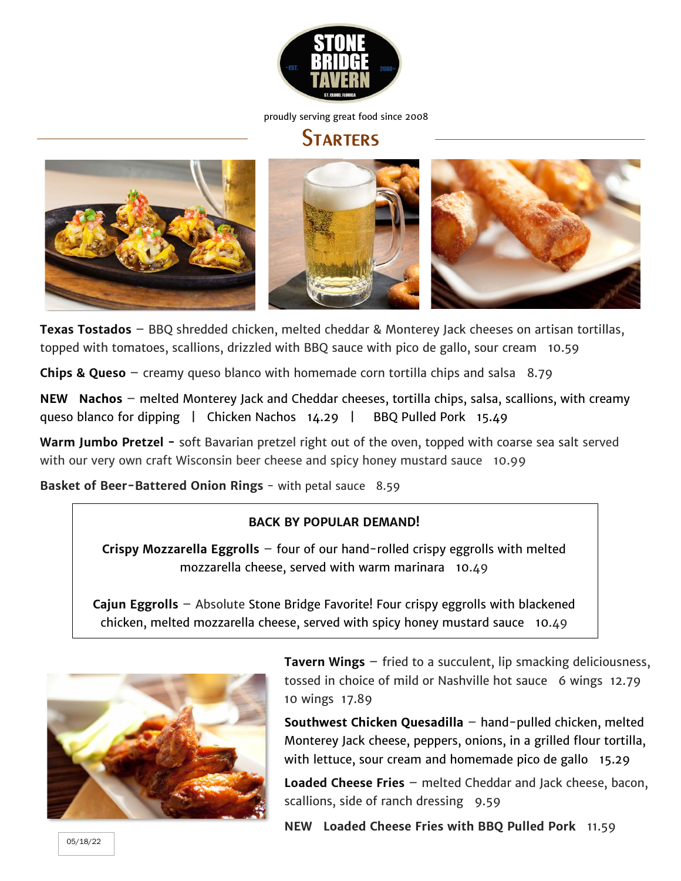STONE BRIDGE TAVERN

-EST. 2008-

ST. CLOUD, FLORIDA

proudly serving great food since 2008

## Starters

**Texas Tostados** – BBQ shredded chicken, melted cheddar & Monterey Jack cheeses on artisan tortillas, topped with tomatoes, scallions, drizzled with BBQ sauce with pico de gallo, sour cream 10.59

**Chips & Queso** – creamy queso blanco with homemade corn tortilla chips and salsa 8.79

**NEW Nachos** – melted Monterey Jack and Cheddar cheeses, tortilla chips, salsa, scallions, with creamy queso blanco for dipping | Chicken Nachos 14.29 | BBQ Pulled Pork 15.49

**Warm Jumbo Pretzel -** soft Bavarian pretzel right out of the oven, topped with coarse sea salt served with our very own craft Wisconsin beer cheese and spicy honey mustard sauce 10.99

**Basket of Beer-Battered Onion Rings** - with petal sauce 8.59

**BACK BY POPULAR DEMAND!**

**Crispy Mozzarella Eggrolls** – four of our hand-rolled crispy eggrolls with melted mozzarella cheese, served with warm marinara 10.49

**Cajun Eggrolls** – Absolute Stone Bridge Favorite! Four crispy eggrolls with blackened chicken, melted mozzarella cheese, served with spicy honey mustard sauce 10.49

**Tavern Wings** – fried to a succulent, lip smacking deliciousness, tossed in choice of mild or Nashville hot sauce 6 wings 12.79 10 wings 17.89

**Southwest Chicken Quesadilla** – hand-pulled chicken, melted Monterey Jack cheese, peppers, onions, in a grilled flour tortilla, with lettuce, sour cream and homemade pico de gallo 15.29

**Loaded Cheese Fries** – melted Cheddar and Jack cheese, bacon, scallions, side of ranch dressing 9.59

**NEW Loaded Cheese Fries with BBQ Pulled Pork** 11.59

05/18/22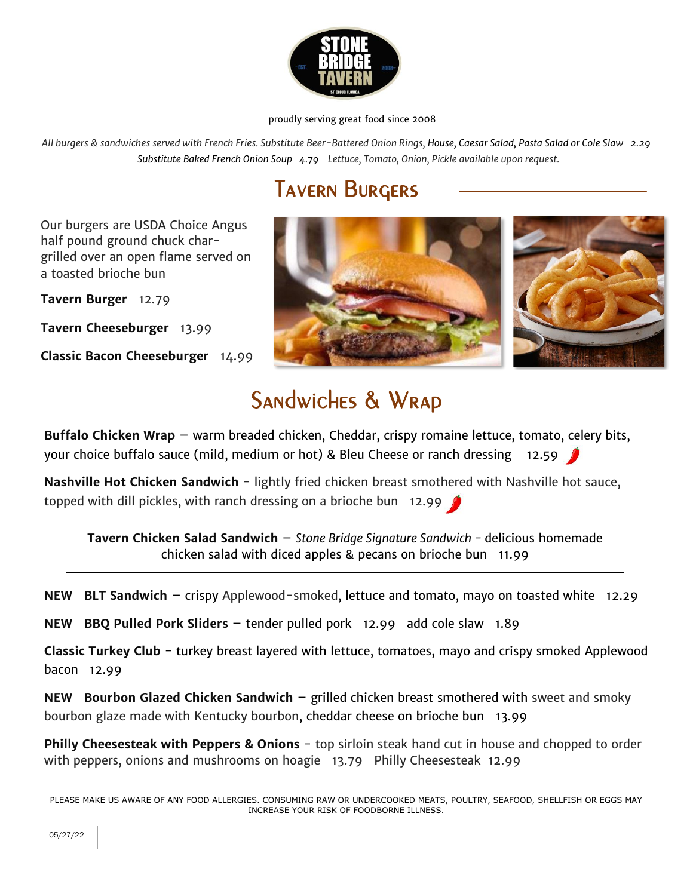STONE BRIDGE TAVERN

proudly serving great food since 2008

*All burgers & sandwiches served with French Fries. Substitute Beer-Battered Onion Rings, House, Caesar Salad, Pasta Salad or Cole Slaw 2.29*
*Substitute Baked French Onion Soup 4.79 Lettuce, Tomato, Onion, Pickle available upon request.*

## Tavern Burgers

Our burgers are USDA Choice Angus half pound ground chuck char-grilled over an open flame served on a toasted brioche bun

**Tavern Burger** 12.79

**Tavern Cheeseburger** 13.99

**Classic Bacon Cheeseburger** 14.99

## Sandwiches & Wrap

**Buffalo Chicken Wrap** – warm breaded chicken, Cheddar, crispy romaine lettuce, tomato, celery bits, your choice buffalo sauce (mild, medium or hot) & Bleu Cheese or ranch dressing 12.59

**Nashville Hot Chicken Sandwich** - lightly fried chicken breast smothered with Nashville hot sauce, topped with dill pickles, with ranch dressing on a brioche bun 12.99

**Tavern Chicken Salad Sandwich** – *Stone Bridge Signature Sandwich* - delicious homemade chicken salad with diced apples & pecans on brioche bun 11.99

**NEW BLT Sandwich** – crispy Applewood-smoked, lettuce and tomato, mayo on toasted white 12.29

**NEW BBQ Pulled Pork Sliders** – tender pulled pork 12.99 add cole slaw 1.89

**Classic Turkey Club** - turkey breast layered with lettuce, tomatoes, mayo and crispy smoked Applewood bacon 12.99

**NEW Bourbon Glazed Chicken Sandwich** – grilled chicken breast smothered with sweet and smoky bourbon glaze made with Kentucky bourbon, cheddar cheese on brioche bun 13.99

**Philly Cheesesteak with Peppers & Onions** - top sirloin steak hand cut in house and chopped to order with peppers, onions and mushrooms on hoagie 13.79 Philly Cheesesteak 12.99

PLEASE MAKE US AWARE OF ANY FOOD ALLERGIES. CONSUMING RAW OR UNDERCOOKED MEATS, POULTRY, SEAFOOD, SHELLFISH OR EGGS MAY INCREASE YOUR RISK OF FOODBORNE ILLNESS.

05/27/22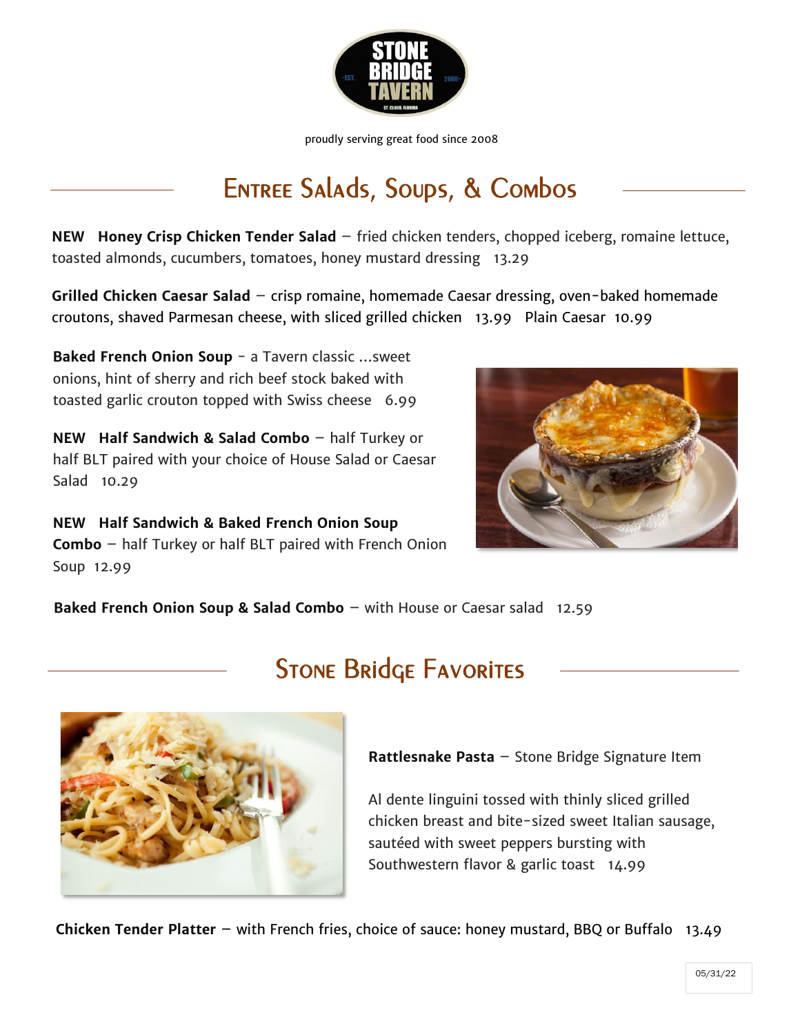STONE BRIDGE TAVERN

proudly serving great food since 2008

## Entree Salads, Soups, & Combos

**NEW Honey Crisp Chicken Tender Salad** – fried chicken tenders, chopped iceberg, romaine lettuce, toasted almonds, cucumbers, tomatoes, honey mustard dressing 13.29

**Grilled Chicken Caesar Salad** – crisp romaine, homemade Caesar dressing, oven-baked homemade croutons, shaved Parmesan cheese, with sliced grilled chicken 13.99 Plain Caesar 10.99

**Baked French Onion Soup** - a Tavern classic ...sweet onions, hint of sherry and rich beef stock baked with toasted garlic crouton topped with Swiss cheese 6.99

**NEW Half Sandwich & Salad Combo** – half Turkey or half BLT paired with your choice of House Salad or Caesar Salad 10.29

**NEW Half Sandwich & Baked French Onion Soup Combo** – half Turkey or half BLT paired with French Onion Soup 12.99

**Baked French Onion Soup & Salad Combo** – with House or Caesar salad 12.59

## Stone Bridge Favorites

**Rattlesnake Pasta** – Stone Bridge Signature Item

Al dente linguini tossed with thinly sliced grilled chicken breast and bite-sized sweet Italian sausage, sautéed with sweet peppers bursting with Southwestern flavor & garlic toast 14.99

**Chicken Tender Platter** – with French fries, choice of sauce: honey mustard, BBQ or Buffalo 13.49

05/31/22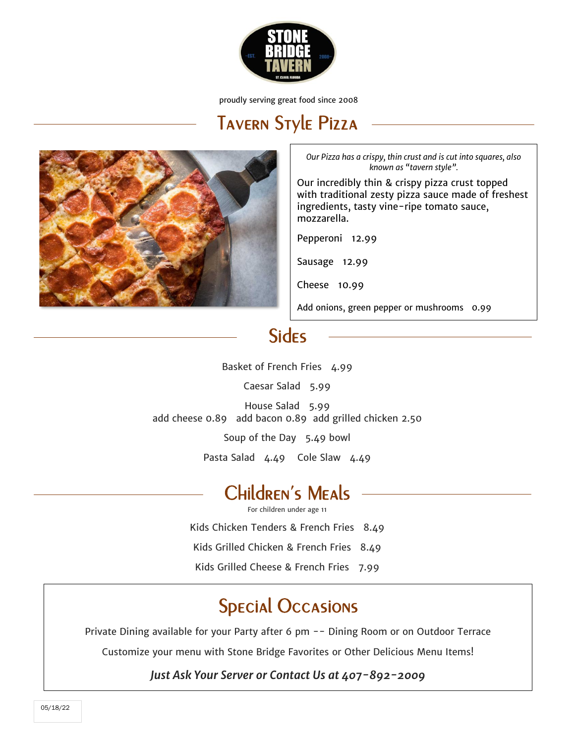STONE BRIDGE TAVERN

EST. 2008

ST. CLOUD, FLORIDA

proudly serving great food since 2008

## Tavern Style Pizza

*Our Pizza has a crispy, thin crust and is cut into squares, also known as "tavern style".*

Our incredibly thin & crispy pizza crust topped with traditional zesty pizza sauce made of freshest ingredients, tasty vine-ripe tomato sauce, mozzarella.

Pepperoni 12.99

Sausage 12.99

Cheese 10.99

Add onions, green pepper or mushrooms 0.99

## Sides

Basket of French Fries 4.99

Caesar Salad 5.99

House Salad 5.99
add cheese 0.89 add bacon 0.89 add grilled chicken 2.50

Soup of the Day 5.49 bowl

Pasta Salad 4.49 Cole Slaw 4.49

## Children's Meals

For children under age 11

Kids Chicken Tenders & French Fries 8.49

Kids Grilled Chicken & French Fries 8.49

Kids Grilled Cheese & French Fries 7.99

## Special Occasions

Private Dining available for your Party after 6 pm -- Dining Room or on Outdoor Terrace

Customize your menu with Stone Bridge Favorites or Other Delicious Menu Items!

***Just Ask Your Server or Contact Us at 407-892-2009***

05/18/22